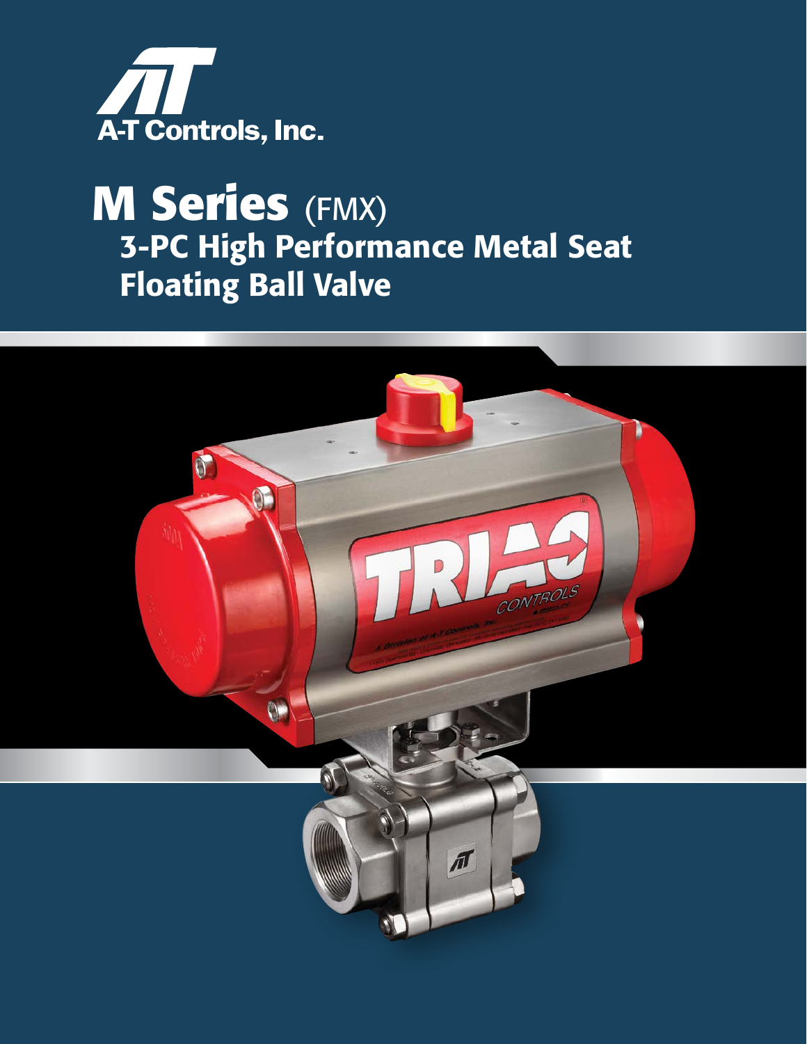A-T Controls, Inc.

# M Series (FMX)

## 3-PC High Performance Metal Seat Floating Ball Valve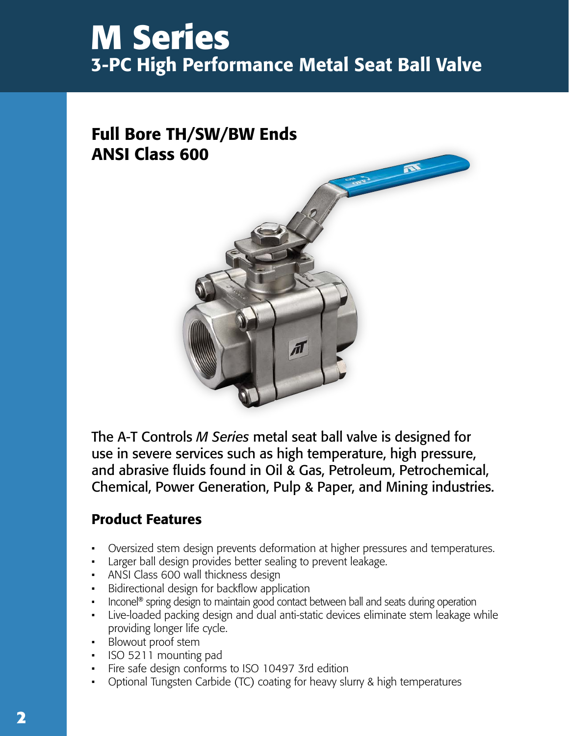# M Series

## 3-PC High Performance Metal Seat Ball Valve

### Full Bore TH/SW/BW Ends
### ANSI Class 600

The A-T Controls *M Series* metal seat ball valve is designed for use in severe services such as high temperature, high pressure, and abrasive fluids found in Oil & Gas, Petroleum, Petrochemical, Chemical, Power Generation, Pulp & Paper, and Mining industries.

### Product Features

- Oversized stem design prevents deformation at higher pressures and temperatures.
- Larger ball design provides better sealing to prevent leakage.
- ANSI Class 600 wall thickness design
- Bidirectional design for backflow application
- Inconel® spring design to maintain good contact between ball and seats during operation
- Live-loaded packing design and dual anti-static devices eliminate stem leakage while providing longer life cycle.
- Blowout proof stem
- ISO 5211 mounting pad
- Fire safe design conforms to ISO 10497 3rd edition
- Optional Tungsten Carbide (TC) coating for heavy slurry & high temperatures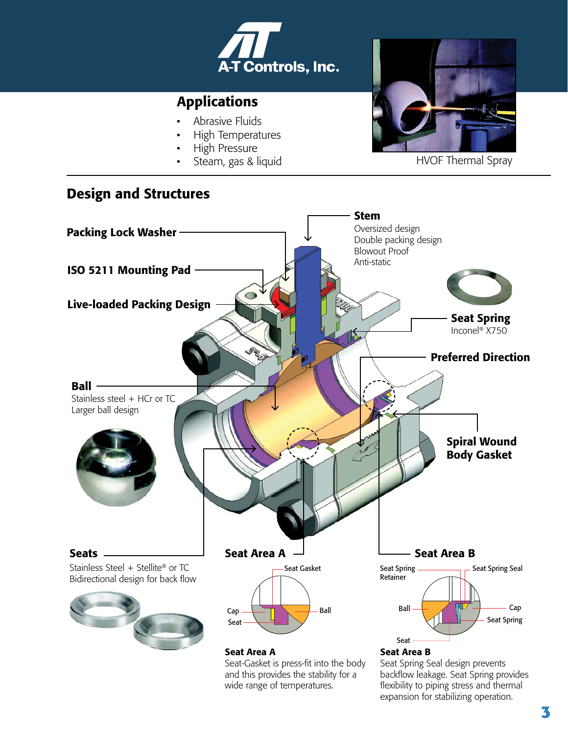A-T Controls, Inc.

## Applications

- Abrasive Fluids
- High Temperatures
- High Pressure
- Steam, gas & liquid

HVOF Thermal Spray

## Design and Structures

**Packing Lock Washer**

**ISO 5211 Mounting Pad**

**Live-loaded Packing Design**

**Stem**
Oversized design
Double packing design
Blowout Proof
Anti-static

**Seat Spring**
Inconel® X750

**Preferred Direction**

**Ball**
Stainless steel + HCr or TC
Larger ball design

**Spiral Wound Body Gasket**

**Seats**
Stainless Steel + Stellite® or TC
Bidirectional design for back flow

**Seat Area A**

Seat Gasket
Cap
Seat
Ball

**Seat Area B**

Seat Spring Retainer
Seat Spring Seal
Ball
Cap
Seat Spring
Seat

**Seat Area A**
Seat-Gasket is press-fit into the body and this provides the stability for a wide range of temperatures.

**Seat Area B**
Seat Spring Seal design prevents backflow leakage. Seat Spring provides flexibility to piping stress and thermal expansion for stabilizing operation.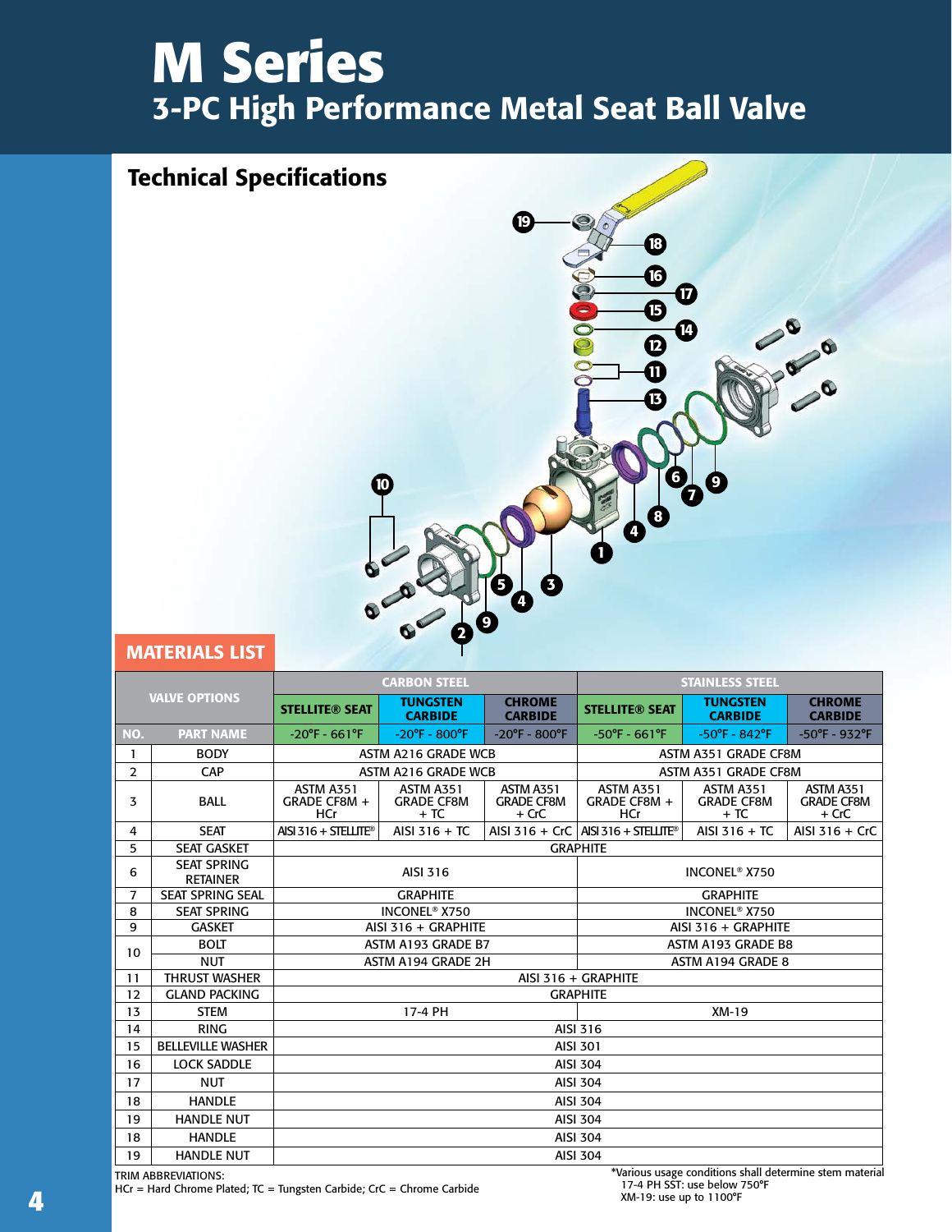# M Series

## 3-PC High Performance Metal Seat Ball Valve

### Technical Specifications

19
18
16
17
15
14
12
11
13
6
7
9
8
4
1
10
5
3
4
9
2

### MATERIALS LIST

| VALVE OPTIONS | | CARBON STEEL | | | STAINLESS STEEL | | |
|---|---|---|---|---|---|---|---|
| | | STELLITE® SEAT | TUNGSTEN CARBIDE | CHROME CARBIDE | STELLITE® SEAT | TUNGSTEN CARBIDE | CHROME CARBIDE |
| NO. | PART NAME | -20°F - 661°F | -20°F - 800°F | -20°F - 800°F | -50°F - 661°F | -50°F - 842°F | -50°F - 932°F |
| 1 | BODY | ASTM A216 GRADE WCB | | | ASTM A351 GRADE CF8M | | |
| 2 | CAP | ASTM A216 GRADE WCB | | | ASTM A351 GRADE CF8M | | |
| 3 | BALL | ASTM A351 GRADE CF8M + HCr | ASTM A351 GRADE CF8M + TC | ASTM A351 GRADE CF8M + CrC | ASTM A351 GRADE CF8M + HCr | ASTM A351 GRADE CF8M + TC | ASTM A351 GRADE CF8M + CrC |
| 4 | SEAT | AISI 316 + STELLITE® | AISI 316 + TC | AISI 316 + CrC | AISI 316 + STELLITE® | AISI 316 + TC | AISI 316 + CrC |
| 5 | SEAT GASKET | GRAPHITE | | | | | |
| 6 | SEAT SPRING RETAINER | AISI 316 | | | INCONEL® X750 | | |
| 7 | SEAT SPRING SEAL | GRAPHITE | | | GRAPHITE | | |
| 8 | SEAT SPRING | INCONEL® X750 | | | INCONEL® X750 | | |
| 9 | GASKET | AISI 316 + GRAPHITE | | | AISI 316 + GRAPHITE | | |
| 10 | BOLT | ASTM A193 GRADE B7 | | | ASTM A193 GRADE B8 | | |
| | NUT | ASTM A194 GRADE 2H | | | ASTM A194 GRADE 8 | | |
| 11 | THRUST WASHER | AISI 316 + GRAPHITE | | | | | |
| 12 | GLAND PACKING | GRAPHITE | | | | | |
| 13 | STEM | 17-4 PH | | | XM-19 | | |
| 14 | RING | AISI 316 | | | | | |
| 15 | BELLEVILLE WASHER | AISI 301 | | | | | |
| 16 | LOCK SADDLE | AISI 304 | | | | | |
| 17 | NUT | AISI 304 | | | | | |
| 18 | HANDLE | AISI 304 | | | | | |
| 19 | HANDLE NUT | AISI 304 | | | | | |
| 18 | HANDLE | AISI 304 | | | | | |
| 19 | HANDLE NUT | AISI 304 | | | | | |

TRIM ABBREVIATIONS:
HCr = Hard Chrome Plated; TC = Tungsten Carbide; CrC = Chrome Carbide

*Various usage conditions shall determine stem material
17-4 PH SST: use below 750°F
XM-19: use up to 1100°F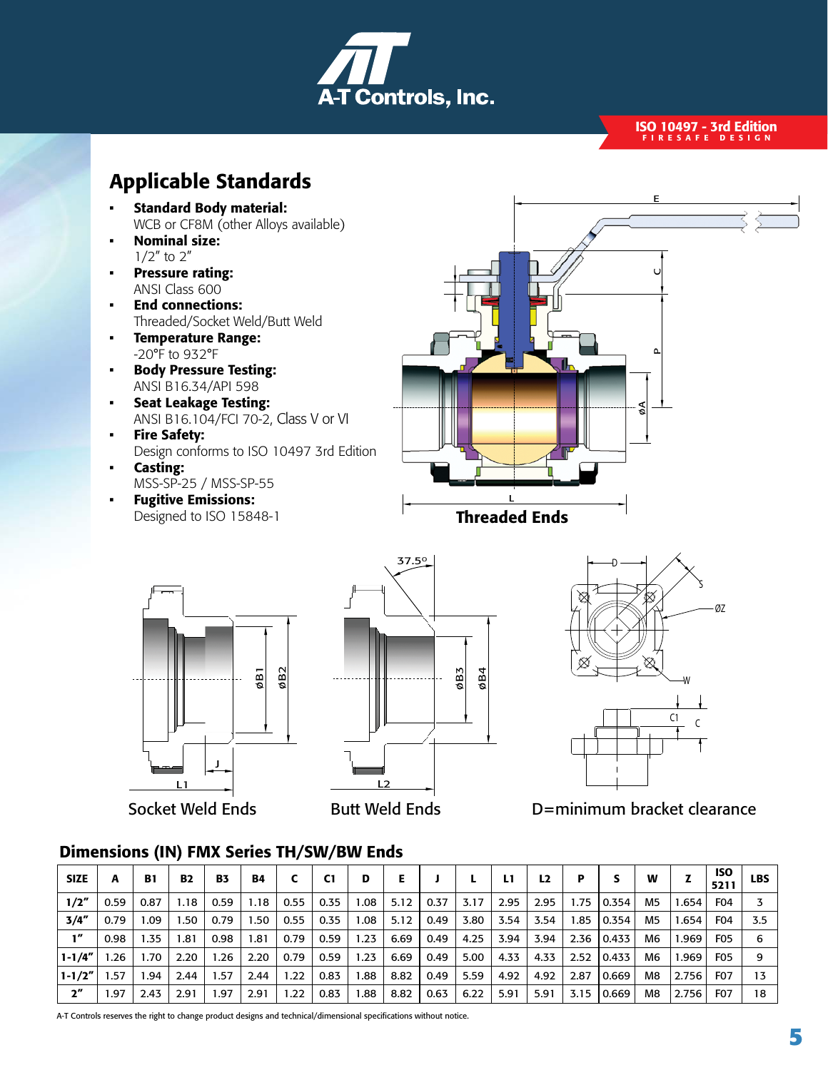A-T Controls, Inc.

**ISO 10497 - 3rd Edition**
FIRESAFE DESIGN

## Applicable Standards

- **Standard Body material:**
  WCB or CF8M (other Alloys available)
- **Nominal size:**
  1/2" to 2"
- **Pressure rating:**
  ANSI Class 600
- **End connections:**
  Threaded/Socket Weld/Butt Weld
- **Temperature Range:**
  -20°F to 932°F
- **Body Pressure Testing:**
  ANSI B16.34/API 598
- **Seat Leakage Testing:**
  ANSI B16.104/FCI 70-2, Class V or VI
- **Fire Safety:**
  Design conforms to ISO 10497 3rd Edition
- **Casting:**
  MSS-SP-25 / MSS-SP-55
- **Fugitive Emissions:**
  Designed to ISO 15848-1

E
C
P
øA
L

Threaded Ends

øB1
øB2
J
L1

Socket Weld Ends

37.5°
øB3
øB4
L2

Butt Weld Ends

D
S
øZ
W
C1
C

D=minimum bracket clearance

## Dimensions (IN) FMX Series TH/SW/BW Ends

| SIZE | A | B1 | B2 | B3 | B4 | C | C1 | D | E | J | L | L1 | L2 | P | S | W | Z | ISO 5211 | LBS |
|---|---|---|---|---|---|---|---|---|---|---|---|---|---|---|---|---|---|---|---|
| 1/2" | 0.59 | 0.87 | 1.18 | 0.59 | 1.18 | 0.55 | 0.35 | 1.08 | 5.12 | 0.37 | 3.17 | 2.95 | 2.95 | 1.75 | 0.354 | M5 | 1.654 | F04 | 3 |
| 3/4" | 0.79 | 1.09 | 1.50 | 0.79 | 1.50 | 0.55 | 0.35 | 1.08 | 5.12 | 0.49 | 3.80 | 3.54 | 3.54 | 1.85 | 0.354 | M5 | 1.654 | F04 | 3.5 |
| 1" | 0.98 | 1.35 | 1.81 | 0.98 | 1.81 | 0.79 | 0.59 | 1.23 | 6.69 | 0.49 | 4.25 | 3.94 | 3.94 | 2.36 | 0.433 | M6 | 1.969 | F05 | 6 |
| 1-1/4" | 1.26 | 1.70 | 2.20 | 1.26 | 2.20 | 0.79 | 0.59 | 1.23 | 6.69 | 0.49 | 5.00 | 4.33 | 4.33 | 2.52 | 0.433 | M6 | 1.969 | F05 | 9 |
| 1-1/2" | 1.57 | 1.94 | 2.44 | 1.57 | 2.44 | 1.22 | 0.83 | 1.88 | 8.82 | 0.49 | 5.59 | 4.92 | 4.92 | 2.87 | 0.669 | M8 | 2.756 | F07 | 13 |
| 2" | 1.97 | 2.43 | 2.91 | 1.97 | 2.91 | 1.22 | 0.83 | 1.88 | 8.82 | 0.63 | 6.22 | 5.91 | 5.91 | 3.15 | 0.669 | M8 | 2.756 | F07 | 18 |

A-T Controls reserves the right to change product designs and technical/dimensional specifications without notice.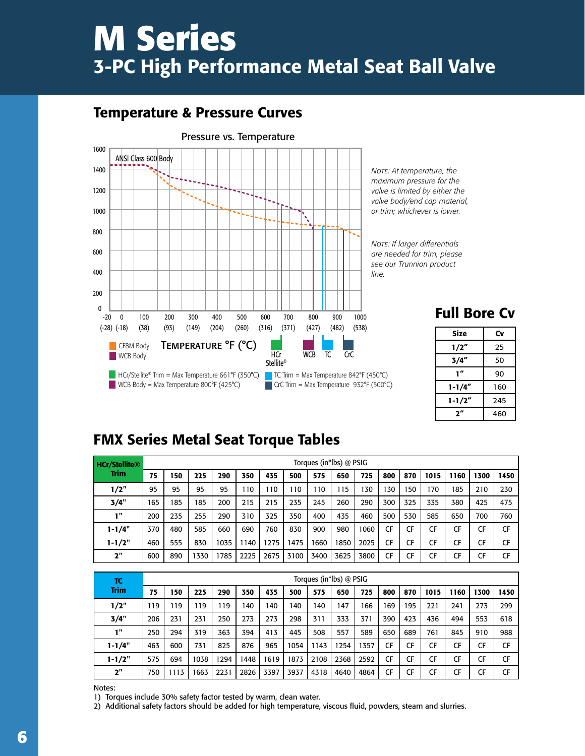# M Series

## 3-PC High Performance Metal Seat Ball Valve

## Temperature & Pressure Curves

Pressure vs. Temperature

1600
1400
1200
1000
800
600
400
200
0

ANSI Class 600 Body

-20 (-28) 0 (-18) 100 (38) 200 (93) 300 (149) 400 (204) 500 (260) 600 (316) 700 (371) 800 (427) 900 (482) 1000 (538)

TEMPERATURE °F (°C)

CF8M Body
WCB Body

HCr Stellite®
WCB
TC
CrC

HCr/Stellite® Trim = Max Temperature 661°F (350°C)
WCB Body = Max Temperature 800°F (425°C)
TC Trim = Max Temperature 842°F (450°C)
CrC Trim = Max Temperature 932°F (500°C)

*NOTE: At temperature, the maximum pressure for the valve is limited by either the valve body/end cap material, or trim; whichever is lower.*

*NOTE: If larger differentials are needed for trim, please see our Trunnion product line.*

## Full Bore Cv

| Size | Cv |
|---|---|
| 1/2" | 25 |
| 3/4" | 50 |
| 1" | 90 |
| 1-1/4" | 160 |
| 1-1/2" | 245 |
| 2" | 460 |

## FMX Series Metal Seat Torque Tables

| HCr/Stellite® Trim | Torques (in*lbs) @ PSIG | | | | | | | | | | | | | | | |
|---|---|---|---|---|---|---|---|---|---|---|---|---|---|---|---|---|
| | 75 | 150 | 225 | 290 | 350 | 435 | 500 | 575 | 650 | 725 | 800 | 870 | 1015 | 1160 | 1300 | 1450 |
| 1/2" | 95 | 95 | 95 | 95 | 110 | 110 | 110 | 110 | 115 | 130 | 130 | 150 | 170 | 185 | 210 | 230 |
| 3/4" | 165 | 185 | 185 | 200 | 215 | 215 | 235 | 245 | 260 | 290 | 300 | 325 | 335 | 380 | 425 | 475 |
| 1" | 200 | 235 | 255 | 290 | 310 | 325 | 350 | 400 | 435 | 460 | 500 | 530 | 585 | 650 | 700 | 760 |
| 1-1/4" | 370 | 480 | 585 | 660 | 690 | 760 | 830 | 900 | 980 | 1060 | CF | CF | CF | CF | CF | CF |
| 1-1/2" | 460 | 555 | 830 | 1035 | 1140 | 1275 | 1475 | 1660 | 1850 | 2025 | CF | CF | CF | CF | CF | CF |
| 2" | 600 | 890 | 1330 | 1785 | 2225 | 2675 | 3100 | 3400 | 3625 | 3800 | CF | CF | CF | CF | CF | CF |

| TC Trim | Torques (in*lbs) @ PSIG | | | | | | | | | | | | | | | |
|---|---|---|---|---|---|---|---|---|---|---|---|---|---|---|---|---|
| | 75 | 150 | 225 | 290 | 350 | 435 | 500 | 575 | 650 | 725 | 800 | 870 | 1015 | 1160 | 1300 | 1450 |
| 1/2" | 119 | 119 | 119 | 119 | 140 | 140 | 140 | 140 | 147 | 166 | 169 | 195 | 221 | 241 | 273 | 299 |
| 3/4" | 206 | 231 | 231 | 250 | 273 | 273 | 298 | 311 | 333 | 371 | 390 | 423 | 436 | 494 | 553 | 618 |
| 1" | 250 | 294 | 319 | 363 | 394 | 413 | 445 | 508 | 557 | 589 | 650 | 689 | 761 | 845 | 910 | 988 |
| 1-1/4" | 463 | 600 | 731 | 825 | 876 | 965 | 1054 | 1143 | 1254 | 1357 | CF | CF | CF | CF | CF | CF |
| 1-1/2" | 575 | 694 | 1038 | 1294 | 1448 | 1619 | 1873 | 2108 | 2368 | 2592 | CF | CF | CF | CF | CF | CF |
| 2" | 750 | 1113 | 1663 | 2231 | 2826 | 3397 | 3937 | 4318 | 4640 | 4864 | CF | CF | CF | CF | CF | CF |

Notes:
1) Torques include 30% safety factor tested by warm, clean water.
2) Additional safety factors should be added for high temperature, viscous fluid, powders, steam and slurries.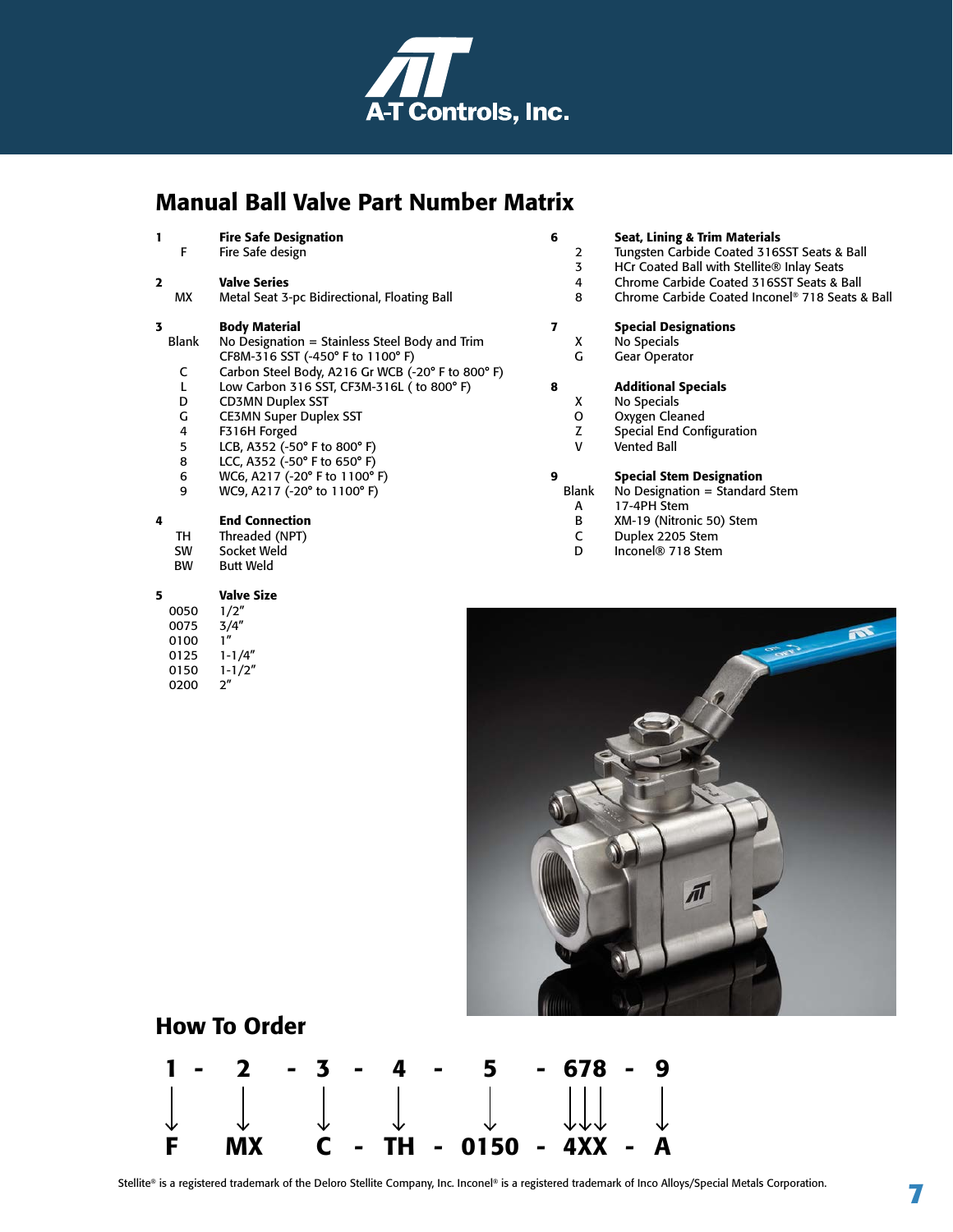A-T Controls, Inc.

# Manual Ball Valve Part Number Matrix

**1 Fire Safe Designation**

| | |
|---|---|
| F | Fire Safe design |

**2 Valve Series**

| | |
|---|---|
| MX | Metal Seat 3-pc Bidirectional, Floating Ball |

**3 Body Material**

| | |
|---|---|
| Blank | No Designation = Stainless Steel Body and Trim CF8M-316 SST (-450° F to 1100° F) |
| C | Carbon Steel Body, A216 Gr WCB (-20° F to 800° F) |
| L | Low Carbon 316 SST, CF3M-316L ( to 800° F) |
| D | CD3MN Duplex SST |
| G | CE3MN Super Duplex SST |
| 4 | F316H Forged |
| 5 | LCB, A352 (-50° F to 800° F) |
| 8 | LCC, A352 (-50° F to 650° F) |
| 6 | WC6, A217 (-20° F to 1100° F) |
| 9 | WC9, A217 (-20° to 1100° F) |

**4 End Connection**

| | |
|---|---|
| TH | Threaded (NPT) |
| SW | Socket Weld |
| BW | Butt Weld |

**5 Valve Size**

| | |
|---|---|
| 0050 | 1/2" |
| 0075 | 3/4" |
| 0100 | 1" |
| 0125 | 1-1/4" |
| 0150 | 1-1/2" |
| 0200 | 2" |

**6 Seat, Lining & Trim Materials**

| | |
|---|---|
| 2 | Tungsten Carbide Coated 316SST Seats & Ball |
| 3 | HCr Coated Ball with Stellite® Inlay Seats |
| 4 | Chrome Carbide Coated 316SST Seats & Ball |
| 8 | Chrome Carbide Coated Inconel® 718 Seats & Ball |

**7 Special Designations**

| | |
|---|---|
| X | No Specials |
| G | Gear Operator |

**8 Additional Specials**

| | |
|---|---|
| X | No Specials |
| O | Oxygen Cleaned |
| Z | Special End Configuration |
| V | Vented Ball |

**9 Special Stem Designation**

| | |
|---|---|
| Blank | No Designation = Standard Stem |
| A | 17-4PH Stem |
| B | XM-19 (Nitronic 50) Stem |
| C | Duplex 2205 Stem |
| D | Inconel® 718 Stem |

## How To Order

**1 - 2 - 3 - 4 - 5 - 678 - 9**

**F MX C - TH - 0150 - 4XX - A**

Stellite® is a registered trademark of the Deloro Stellite Company, Inc. Inconel® is a registered trademark of Inco Alloys/Special Metals Corporation.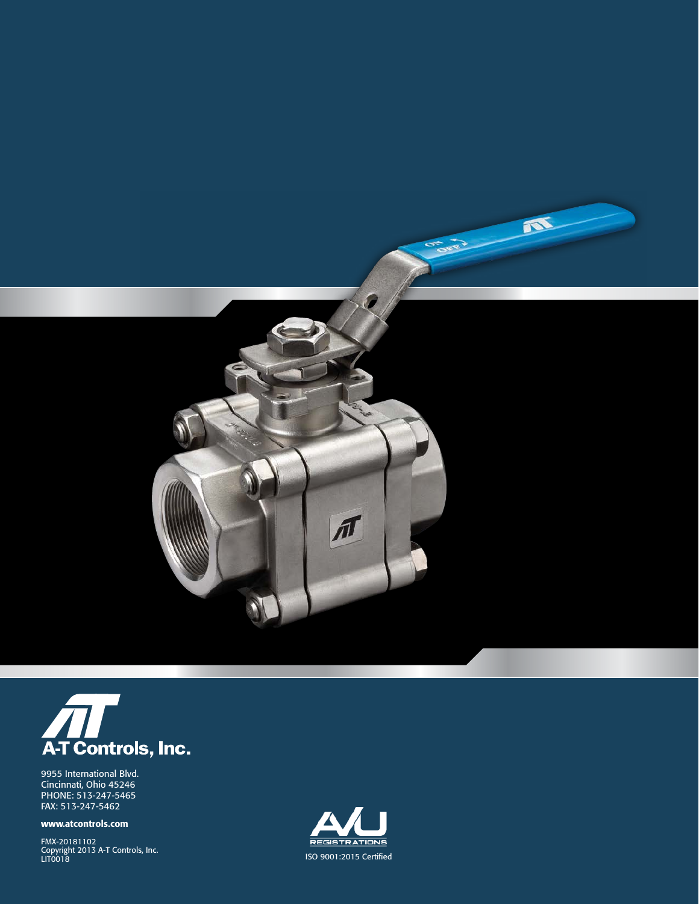A-T Controls, Inc.

9955 International Blvd.
Cincinnati, Ohio 45246
PHONE: 513-247-5465
FAX: 513-247-5462

**www.atcontrols.com**

FMX-20181102
Copyright 2013 A-T Controls, Inc.
LIT0018

ISO 9001:2015 Certified